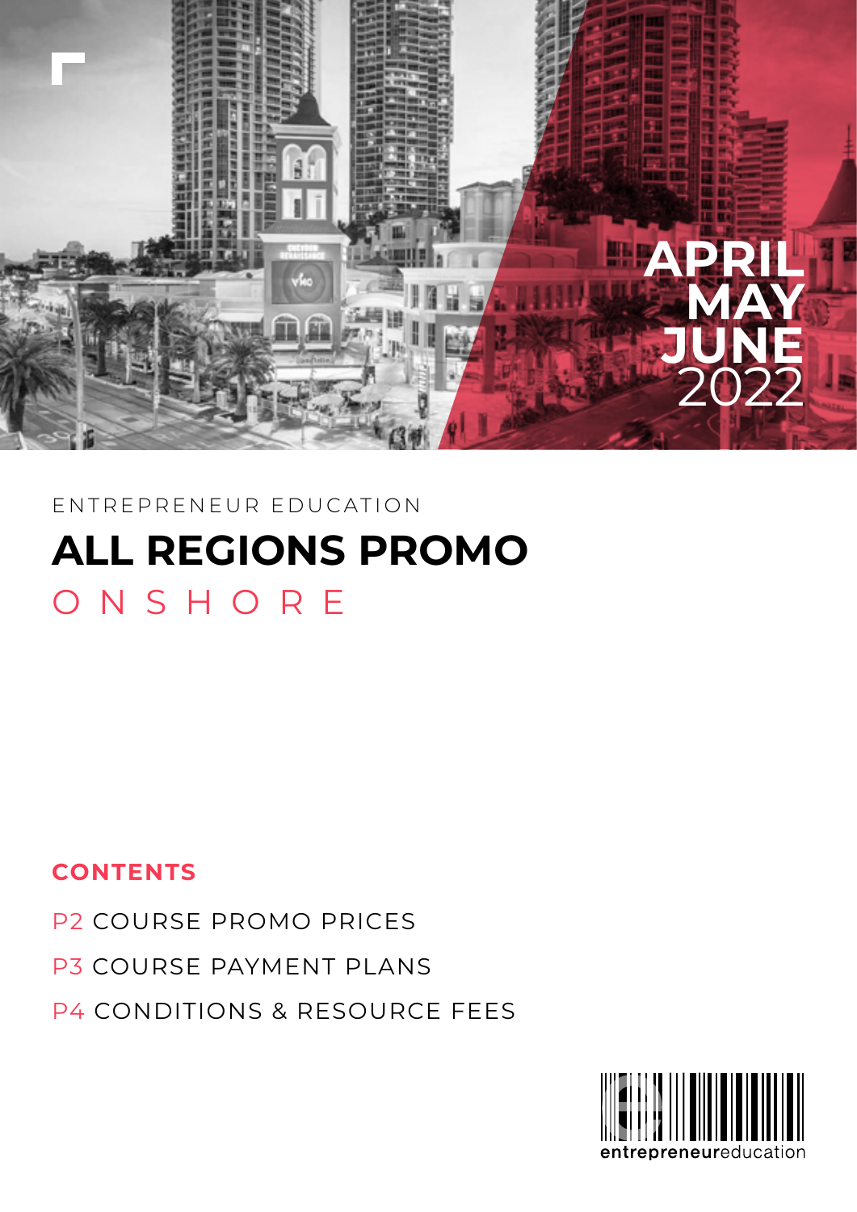APRIL
MAY
JUNE
2022

ENTREPRENEUR EDUCATION

# ALL REGIONS PROMO

## ONSHORE

### CONTENTS

P2 COURSE PROMO PRICES

P3 COURSE PAYMENT PLANS

P4 CONDITIONS & RESOURCE FEES

entrepreneureducation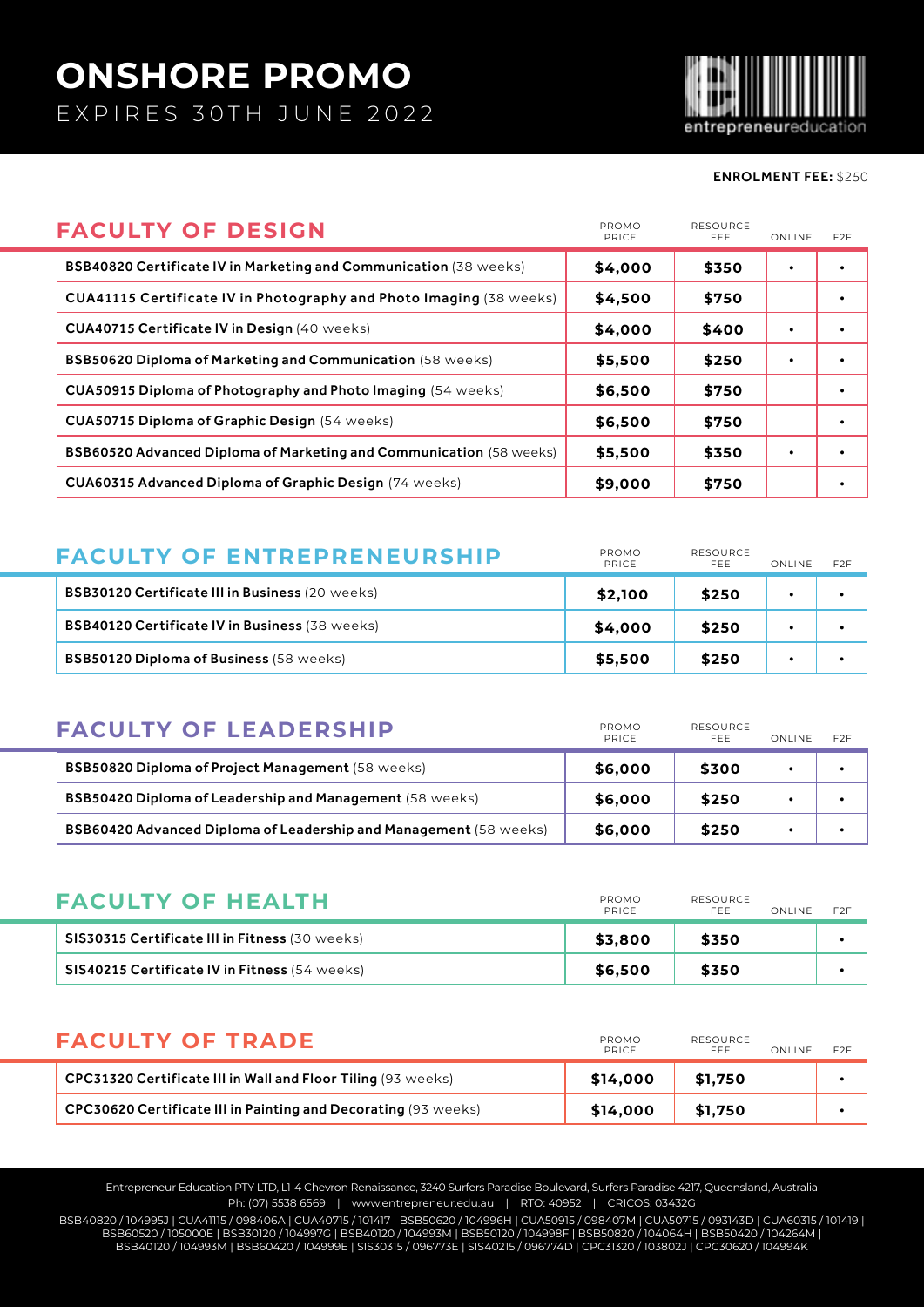# ONSHORE PROMO

EXPIRES 30TH JUNE 2022

entrepreneureducation

**ENROLMENT FEE:** $250

## FACULTY OF DESIGN

| FACULTY OF DESIGN | PROMO PRICE | RESOURCE FEE | ONLINE | F2F |
|---|---|---|---|---|
| **BSB40820 Certificate IV in Marketing and Communication** (38 weeks) | **$4,000** | **$350** | • | • |
| **CUA41115 Certificate IV in Photography and Photo Imaging** (38 weeks) | **$4,500** | **$750** | | • |
| **CUA40715 Certificate IV in Design** (40 weeks) | **$4,000** | **$400** | • | • |
| **BSB50620 Diploma of Marketing and Communication** (58 weeks) | **$5,500** | **$250** | • | • |
| **CUA50915 Diploma of Photography and Photo Imaging** (54 weeks) | **$6,500** | **$750** | | • |
| **CUA50715 Diploma of Graphic Design** (54 weeks) | **$6,500** | **$750** | | • |
| **BSB60520 Advanced Diploma of Marketing and Communication** (58 weeks) | **$5,500** | **$350** | • | • |
| **CUA60315 Advanced Diploma of Graphic Design** (74 weeks) | **$9,000** | **$750** | | • |

## FACULTY OF ENTREPRENEURSHIP

| FACULTY OF ENTREPRENEURSHIP | PROMO PRICE | RESOURCE FEE | ONLINE | F2F |
|---|---|---|---|---|
| **BSB30120 Certificate III in Business** (20 weeks) | **$2,100** | **$250** | • | • |
| **BSB40120 Certificate IV in Business** (38 weeks) | **$4,000** | **$250** | • | • |
| **BSB50120 Diploma of Business** (58 weeks) | **$5,500** | **$250** | • | • |

## FACULTY OF LEADERSHIP

| FACULTY OF LEADERSHIP | PROMO PRICE | RESOURCE FEE | ONLINE | F2F |
|---|---|---|---|---|
| **BSB50820 Diploma of Project Management** (58 weeks) | **$6,000** | **$300** | • | • |
| **BSB50420 Diploma of Leadership and Management** (58 weeks) | **$6,000** | **$250** | • | • |
| **BSB60420 Advanced Diploma of Leadership and Management** (58 weeks) | **$6,000** | **$250** | • | • |

## FACULTY OF HEALTH

| FACULTY OF HEALTH | PROMO PRICE | RESOURCE FEE | ONLINE | F2F |
|---|---|---|---|---|
| **SIS30315 Certificate III in Fitness** (30 weeks) | **$3,800** | **$350** | | • |
| **SIS40215 Certificate IV in Fitness** (54 weeks) | **$6,500** | **$350** | | • |

## FACULTY OF TRADE

| FACULTY OF TRADE | PROMO PRICE | RESOURCE FEE | ONLINE | F2F |
|---|---|---|---|---|
| **CPC31320 Certificate III in Wall and Floor Tiling** (93 weeks) | **$14,000** | **$1,750** | | • |
| **CPC30620 Certificate III in Painting and Decorating** (93 weeks) | **$14,000** | **$1,750** | | • |

Entrepreneur Education PTY LTD, L1-4 Chevron Renaissance, 3240 Surfers Paradise Boulevard, Surfers Paradise 4217, Queensland, Australia
Ph: (07) 5538 6569 | www.entrepreneur.edu.au | RTO: 40952 | CRICOS: 03432G

BSB40820 / 104995J | CUA41115 / 098406A | CUA40715 / 101417 | BSB50620 / 104996H | CUA50915 / 098407M | CUA50715 / 093143D | CUA60315 / 101419 | BSB60520 / 105000E | BSB30120 / 104997G | BSB40120 / 104993M | BSB50120 / 104998F | BSB50820 / 104064H | BSB50420 / 104264M | BSB40120 / 104993M | BSB60420 / 104999E | SIS30315 / 096773E | SIS40215 / 096774D | CPC31320 / 103802J | CPC30620 / 104994K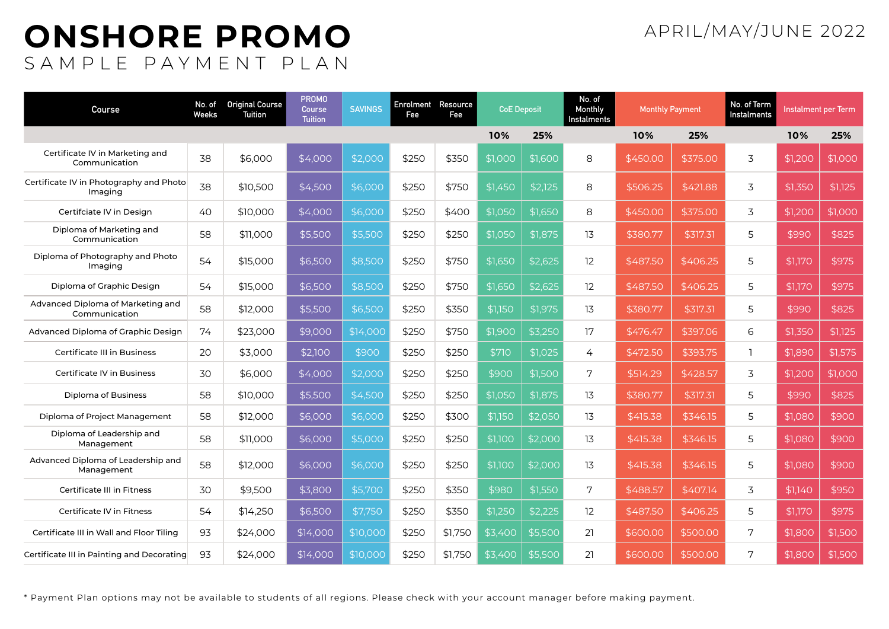# ONSHORE PROMO

## SAMPLE PAYMENT PLAN

APRIL/MAY/JUNE 2022

| Course | No. of Weeks | Original Course Tuition | PROMO Course Tuition | SAVINGS | Enrolment Fee | Resource Fee | CoE Deposit | | No. of Monthly Instalments | Monthly Payment | | No. of Term Instalments | Instalment per Term | |
|---|---|---|---|---|---|---|---|---|---|---|---|---|---|---|
| | | | | | | | 10% | 25% | | 10% | 25% | | 10% | 25% |
| Certificate IV in Marketing and Communication | 38 | $6,000 | $4,000 | $2,000 | $250 | $350 | $1,000 | $1,600 | 8 | $450.00 | $375.00 | 3 | $1,200 | $1,000 |
| Certificate IV in Photography and Photo Imaging | 38 | $10,500 | $4,500 | $6,000 | $250 | $750 | $1,450 | $2,125 | 8 | $506.25 | $421.88 | 3 | $1,350 | $1,125 |
| Certifciate IV in Design | 40 | $10,000 | $4,000 | $6,000 | $250 | $400 | $1,050 | $1,650 | 8 | $450.00 | $375.00 | 3 | $1,200 | $1,000 |
| Diploma of Marketing and Communication | 58 | $11,000 | $5,500 | $5,500 | $250 | $250 | $1,050 | $1,875 | 13 | $380.77 | $317.31 | 5 | $990 | $825 |
| Diploma of Photography and Photo Imaging | 54 | $15,000 | $6,500 | $8,500 | $250 | $750 | $1,650 | $2,625 | 12 | $487.50 | $406.25 | 5 | $1,170 | $975 |
| Diploma of Graphic Design | 54 | $15,000 | $6,500 | $8,500 | $250 | $750 | $1,650 | $2,625 | 12 | $487.50 | $406.25 | 5 | $1,170 | $975 |
| Advanced Diploma of Marketing and Communication | 58 | $12,000 | $5,500 | $6,500 | $250 | $350 | $1,150 | $1,975 | 13 | $380.77 | $317.31 | 5 | $990 | $825 |
| Advanced Diploma of Graphic Design | 74 | $23,000 | $9,000 | $14,000 | $250 | $750 | $1,900 | $3,250 | 17 | $476.47 | $397.06 | 6 | $1,350 | $1,125 |
| Certificate III in Business | 20 | $3,000 | $2,100 | $900 | $250 | $250 | $710 | $1,025 | 4 | $472.50 | $393.75 | 1 | $1,890 | $1,575 |
| Certificate IV in Business | 30 | $6,000 | $4,000 | $2,000 | $250 | $250 | $900 | $1,500 | 7 | $514.29 | $428.57 | 3 | $1,200 | $1,000 |
| Diploma of Business | 58 | $10,000 | $5,500 | $4,500 | $250 | $250 | $1,050 | $1,875 | 13 | $380.77 | $317.31 | 5 | $990 | $825 |
| Diploma of Project Management | 58 | $12,000 | $6,000 | $6,000 | $250 | $300 | $1,150 | $2,050 | 13 | $415.38 | $346.15 | 5 | $1,080 | $900 |
| Diploma of Leadership and Management | 58 | $11,000 | $6,000 | $5,000 | $250 | $250 | $1,100 | $2,000 | 13 | $415.38 | $346.15 | 5 | $1,080 | $900 |
| Advanced Diploma of Leadership and Management | 58 | $12,000 | $6,000 | $6,000 | $250 | $250 | $1,100 | $2,000 | 13 | $415.38 | $346.15 | 5 | $1,080 | $900 |
| Certificate III in Fitness | 30 | $9,500 | $3,800 | $5,700 | $250 | $350 | $980 | $1,550 | 7 | $488.57 | $407.14 | 3 | $1,140 | $950 |
| Certificate IV in Fitness | 54 | $14,250 | $6,500 | $7,750 | $250 | $350 | $1,250 | $2,225 | 12 | $487.50 | $406.25 | 5 | $1,170 | $975 |
| Certificate III in Wall and Floor Tiling | 93 | $24,000 | $14,000 | $10,000 | $250 | $1,750 | $3,400 | $5,500 | 21 | $600.00 | $500.00 | 7 | $1,800 | $1,500 |
| Certificate III in Painting and Decorating | 93 | $24,000 | $14,000 | $10,000 | $250 | $1,750 | $3,400 | $5,500 | 21 | $600.00 | $500.00 | 7 | $1,800 | $1,500 |

* Payment Plan options may not be available to students of all regions. Please check with your account manager before making payment.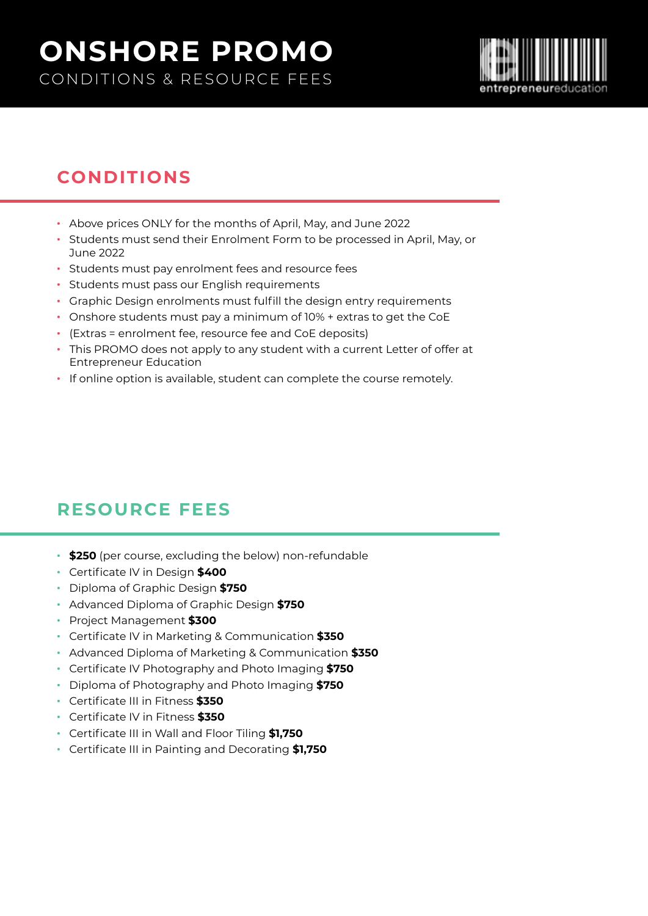# ONSHORE PROMO

CONDITIONS & RESOURCE FEES

entrepreneureducation

## CONDITIONS

- Above prices ONLY for the months of April, May, and June 2022
- Students must send their Enrolment Form to be processed in April, May, or June 2022
- Students must pay enrolment fees and resource fees
- Students must pass our English requirements
- Graphic Design enrolments must fulfill the design entry requirements
- Onshore students must pay a minimum of 10% + extras to get the CoE
- (Extras = enrolment fee, resource fee and CoE deposits)
- This PROMO does not apply to any student with a current Letter of offer at Entrepreneur Education
- If online option is available, student can complete the course remotely.

## RESOURCE FEES

- **$250** (per course, excluding the below) non-refundable
- Certificate IV in Design **$400**
- Diploma of Graphic Design **$750**
- Advanced Diploma of Graphic Design **$750**
- Project Management **$300**
- Certificate IV in Marketing & Communication **$350**
- Advanced Diploma of Marketing & Communication **$350**
- Certificate IV Photography and Photo Imaging **$750**
- Diploma of Photography and Photo Imaging **$750**
- Certificate III in Fitness **$350**
- Certificate IV in Fitness **$350**
- Certificate III in Wall and Floor Tiling **$1,750**
- Certificate III in Painting and Decorating **$1,750**